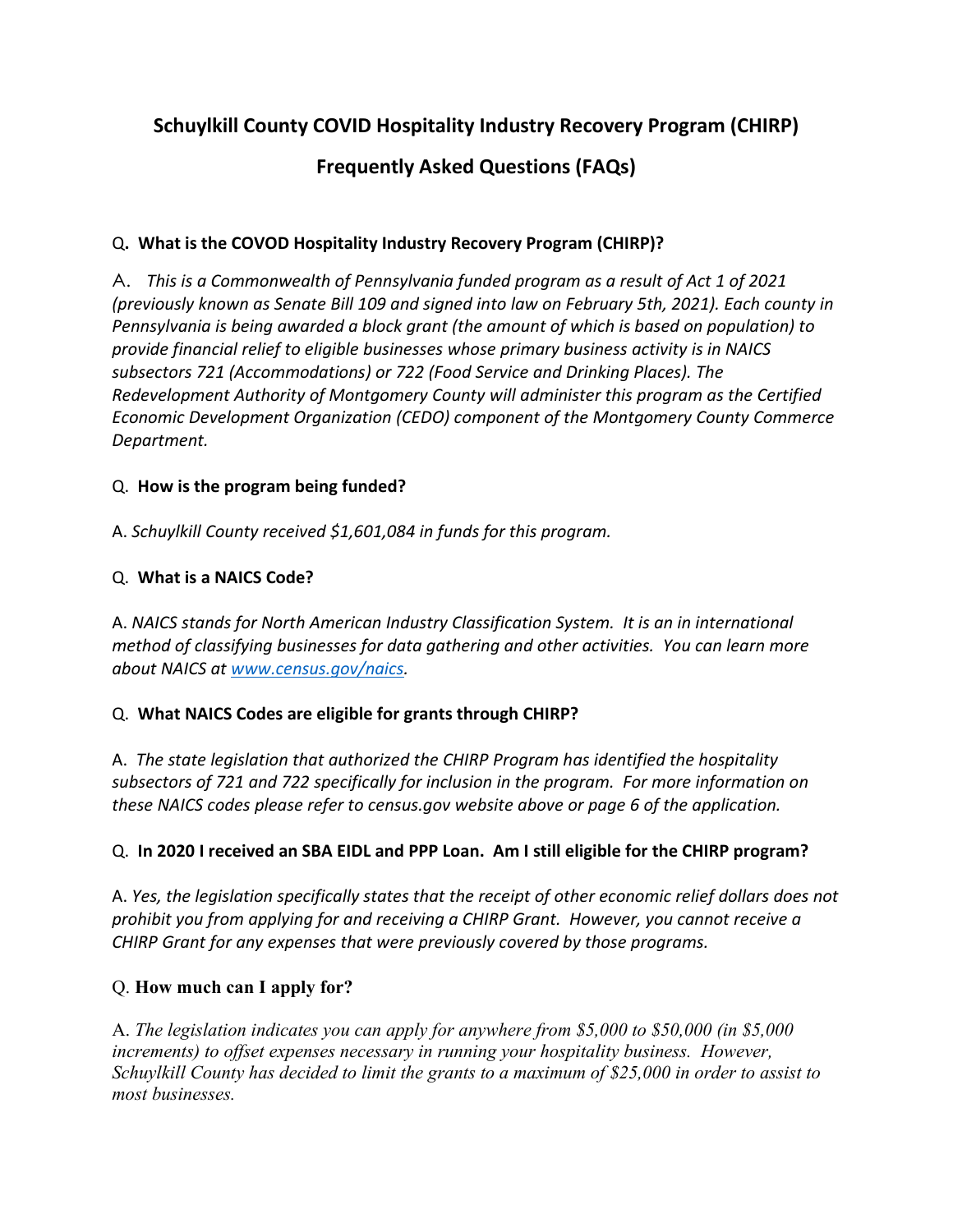# Schuylkill County COVID Hospitality Industry Recovery Program (CHIRP)

# Frequently Asked Questions (FAQs)

Q**. What is the COVOD Hospitality Industry Recovery Program (CHIRP)?**

A. *This is a Commonwealth of Pennsylvania funded program as a result of Act 1 of 2021 (previously known as Senate Bill 109 and signed into law on February 5th, 2021). Each county in Pennsylvania is being awarded a block grant (the amount of which is based on population) to provide financial relief to eligible businesses whose primary business activity is in NAICS subsectors 721 (Accommodations) or 722 (Food Service and Drinking Places). The Redevelopment Authority of Montgomery County will administer this program as the Certified Economic Development Organization (CEDO) component of the Montgomery County Commerce Department.*

Q. **How is the program being funded?**

A. *Schuylkill County received $1,601,084 in funds for this program.*

Q. **What is a NAICS Code?**

A. *NAICS stands for North American Industry Classification System. It is an in international method of classifying businesses for data gathering and other activities. You can learn more about NAICS at [www.census.gov/naics](http://www.census.gov/naics).*

Q. **What NAICS Codes are eligible for grants through CHIRP?**

A. *The state legislation that authorized the CHIRP Program has identified the hospitality subsectors of 721 and 722 specifically for inclusion in the program. For more information on these NAICS codes please refer to census.gov website above or page 6 of the application.*

Q. **In 2020 I received an SBA EIDL and PPP Loan. Am I still eligible for the CHIRP program?**

A. *Yes, the legislation specifically states that the receipt of other economic relief dollars does not prohibit you from applying for and receiving a CHIRP Grant. However, you cannot receive a CHIRP Grant for any expenses that were previously covered by those programs.*

Q. **How much can I apply for?**

A. *The legislation indicates you can apply for anywhere from $5,000 to $50,000 (in $5,000 increments) to offset expenses necessary in running your hospitality business. However, Schuylkill County has decided to limit the grants to a maximum of $25,000 in order to assist to most businesses.*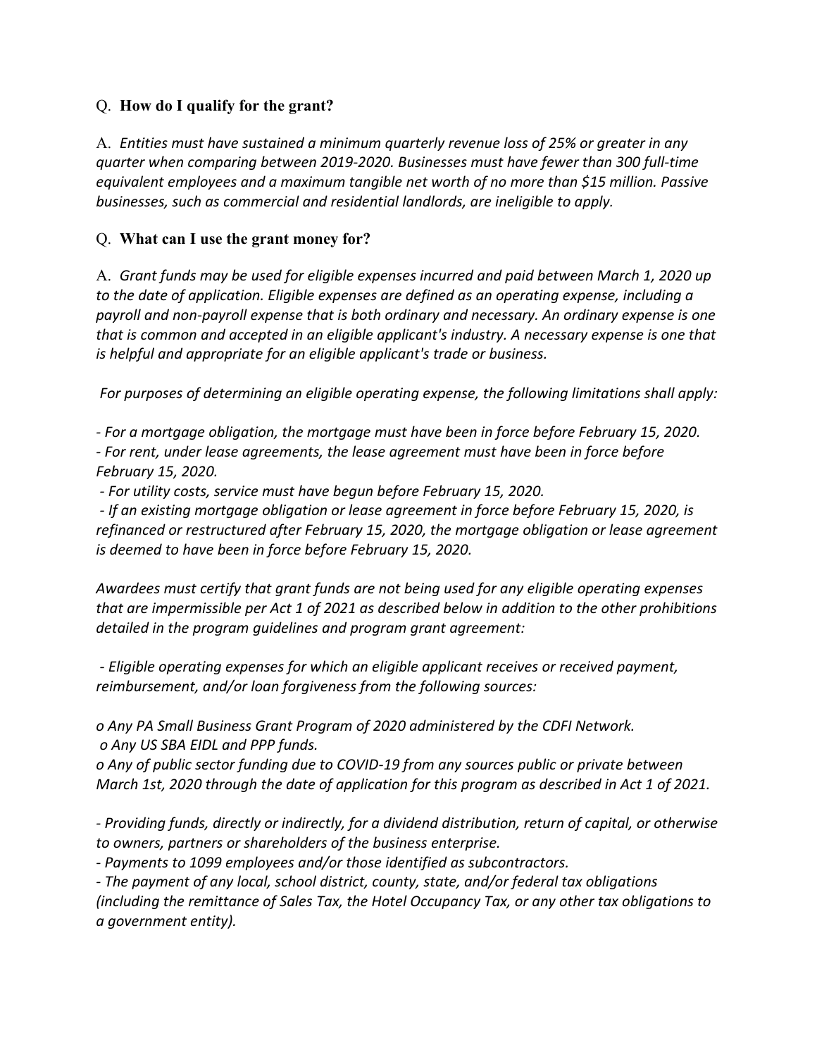Q. **How do I qualify for the grant?**

A. *Entities must have sustained a minimum quarterly revenue loss of 25% or greater in any quarter when comparing between 2019-2020. Businesses must have fewer than 300 full-time equivalent employees and a maximum tangible net worth of no more than $15 million. Passive businesses, such as commercial and residential landlords, are ineligible to apply.*

Q. **What can I use the grant money for?**

A. *Grant funds may be used for eligible expenses incurred and paid between March 1, 2020 up to the date of application. Eligible expenses are defined as an operating expense, including a payroll and non-payroll expense that is both ordinary and necessary. An ordinary expense is one that is common and accepted in an eligible applicant's industry. A necessary expense is one that is helpful and appropriate for an eligible applicant's trade or business.*

*For purposes of determining an eligible operating expense, the following limitations shall apply:*

- *For a mortgage obligation, the mortgage must have been in force before February 15, 2020.*
- *For rent, under lease agreements, the lease agreement must have been in force before February 15, 2020.*
- *For utility costs, service must have begun before February 15, 2020.*
- *If an existing mortgage obligation or lease agreement in force before February 15, 2020, is refinanced or restructured after February 15, 2020, the mortgage obligation or lease agreement is deemed to have been in force before February 15, 2020.*

*Awardees must certify that grant funds are not being used for any eligible operating expenses that are impermissible per Act 1 of 2021 as described below in addition to the other prohibitions detailed in the program guidelines and program grant agreement:*

- *Eligible operating expenses for which an eligible applicant receives or received payment, reimbursement, and/or loan forgiveness from the following sources:*

  - *Any PA Small Business Grant Program of 2020 administered by the CDFI Network.*
  - *Any US SBA EIDL and PPP funds.*
  - *Any of public sector funding due to COVID-19 from any sources public or private between March 1st, 2020 through the date of application for this program as described in Act 1 of 2021.*

- *Providing funds, directly or indirectly, for a dividend distribution, return of capital, or otherwise to owners, partners or shareholders of the business enterprise.*
- *Payments to 1099 employees and/or those identified as subcontractors.*
- *The payment of any local, school district, county, state, and/or federal tax obligations (including the remittance of Sales Tax, the Hotel Occupancy Tax, or any other tax obligations to a government entity).*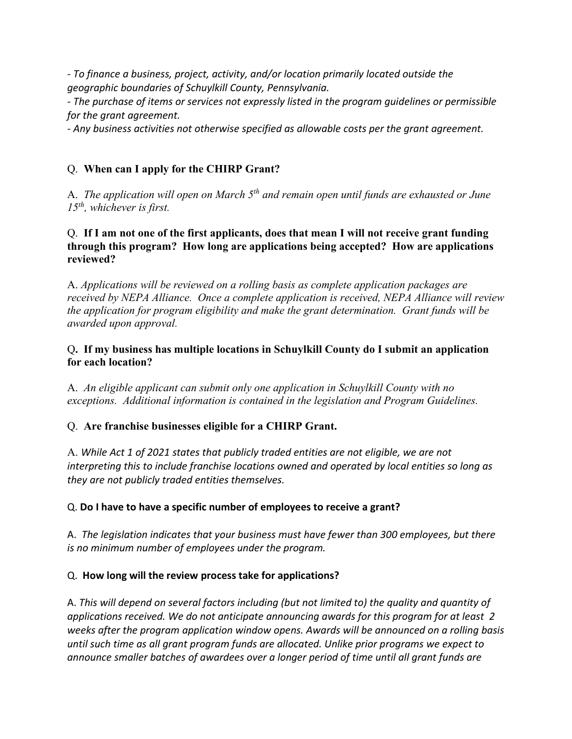*- To finance a business, project, activity, and/or location primarily located outside the geographic boundaries of Schuylkill County, Pennsylvania.*
*- The purchase of items or services not expressly listed in the program guidelines or permissible for the grant agreement.*
*- Any business activities not otherwise specified as allowable costs per the grant agreement.*

Q. **When can I apply for the CHIRP Grant?**

A. *The application will open on March 5th and remain open until funds are exhausted or June 15th, whichever is first.*

Q. **If I am not one of the first applicants, does that mean I will not receive grant funding through this program? How long are applications being accepted? How are applications reviewed?**

A. *Applications will be reviewed on a rolling basis as complete application packages are received by NEPA Alliance. Once a complete application is received, NEPA Alliance will review the application for program eligibility and make the grant determination. Grant funds will be awarded upon approval.*

Q**. If my business has multiple locations in Schuylkill County do I submit an application for each location?**

A. *An eligible applicant can submit only one application in Schuylkill County with no exceptions. Additional information is contained in the legislation and Program Guidelines.*

Q. **Are franchise businesses eligible for a CHIRP Grant.**

A. *While Act 1 of 2021 states that publicly traded entities are not eligible, we are not interpreting this to include franchise locations owned and operated by local entities so long as they are not publicly traded entities themselves.*

Q. **Do I have to have a specific number of employees to receive a grant?**

A. *The legislation indicates that your business must have fewer than 300 employees, but there is no minimum number of employees under the program.*

Q. **How long will the review process take for applications?**

A. *This will depend on several factors including (but not limited to) the quality and quantity of applications received. We do not anticipate announcing awards for this program for at least 2 weeks after the program application window opens. Awards will be announced on a rolling basis until such time as all grant program funds are allocated. Unlike prior programs we expect to announce smaller batches of awardees over a longer period of time until all grant funds are*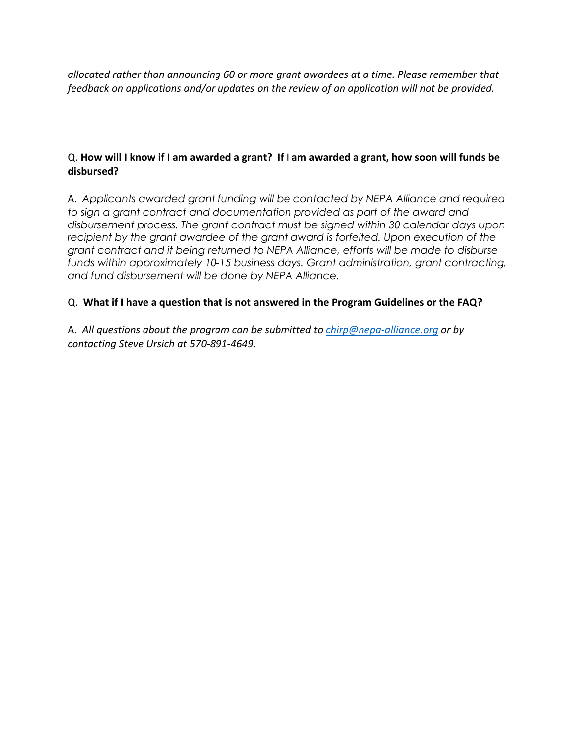*allocated rather than announcing 60 or more grant awardees at a time. Please remember that feedback on applications and/or updates on the review of an application will not be provided.*

Q. **How will I know if I am awarded a grant? If I am awarded a grant, how soon will funds be disbursed?**

A. *Applicants awarded grant funding will be contacted by NEPA Alliance and required to sign a grant contract and documentation provided as part of the award and disbursement process. The grant contract must be signed within 30 calendar days upon recipient by the grant awardee of the grant award is forfeited. Upon execution of the grant contract and it being returned to NEPA Alliance, efforts will be made to disburse funds within approximately 10-15 business days. Grant administration, grant contracting, and fund disbursement will be done by NEPA Alliance.*

Q. **What if I have a question that is not answered in the Program Guidelines or the FAQ?**

A. *All questions about the program can be submitted to [chirp@nepa-alliance.org](mailto:chirp@nepa-alliance.org) or by contacting Steve Ursich at 570-891-4649.*